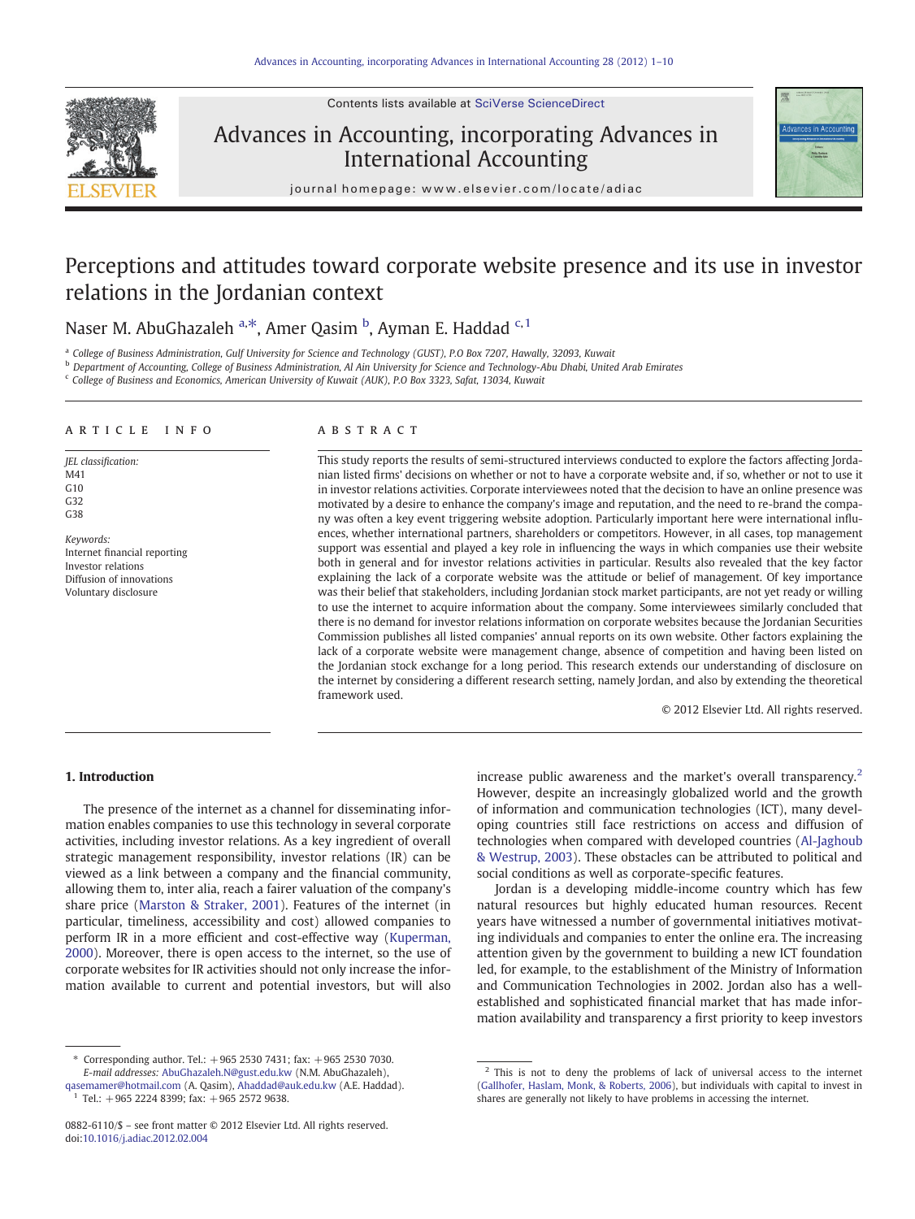# Perceptions and attitudes toward corporate website presence and its use in investor relations in the Jordanian context

Naser M. AbuGhazaleh [a,*], Amer Qasim [b], Ayman E. Haddad [c,1]

[a] College of Business Administration, Gulf University for Science and Technology (GUST), P.O Box 7207, Hawally, 32093, Kuwait

[b] Department of Accounting, College of Business Administration, Al Ain University for Science and Technology-Abu Dhabi, United Arab Emirates

[c] College of Business and Economics, American University of Kuwait (AUK), P.O Box 3323, Safat, 13034, Kuwait

## ARTICLE INFO

*JEL classification:*
M41
G10
G32
G38

*Keywords:*
Internet financial reporting
Investor relations
Diffusion of innovations
Voluntary disclosure

## ABSTRACT

This study reports the results of semi-structured interviews conducted to explore the factors affecting Jordanian listed firms' decisions on whether or not to have a corporate website and, if so, whether or not to use it in investor relations activities. Corporate interviewees noted that the decision to have an online presence was motivated by a desire to enhance the company's image and reputation, and the need to re-brand the company was often a key event triggering website adoption. Particularly important here were international influences, whether international partners, shareholders or competitors. However, in all cases, top management support was essential and played a key role in influencing the ways in which companies use their website both in general and for investor relations activities in particular. Results also revealed that the key factor explaining the lack of a corporate website was the attitude or belief of management. Of key importance was their belief that stakeholders, including Jordanian stock market participants, are not yet ready or willing to use the internet to acquire information about the company. Some interviewees similarly concluded that there is no demand for investor relations information on corporate websites because the Jordanian Securities Commission publishes all listed companies' annual reports on its own website. Other factors explaining the lack of a corporate website were management change, absence of competition and having been listed on the Jordanian stock exchange for a long period. This research extends our understanding of disclosure on the internet by considering a different research setting, namely Jordan, and also by extending the theoretical framework used.

© 2012 Elsevier Ltd. All rights reserved.

## 1. Introduction

The presence of the internet as a channel for disseminating information enables companies to use this technology in several corporate activities, including investor relations. As a key ingredient of overall strategic management responsibility, investor relations (IR) can be viewed as a link between a company and the financial community, allowing them to, inter alia, reach a fairer valuation of the company's share price (Marston & Straker, 2001). Features of the internet (in particular, timeliness, accessibility and cost) allowed companies to perform IR in a more efficient and cost-effective way (Kuperman, 2000). Moreover, there is open access to the internet, so the use of corporate websites for IR activities should not only increase the information available to current and potential investors, but will also increase public awareness and the market's overall transparency.[2] However, despite an increasingly globalized world and the growth of information and communication technologies (ICT), many developing countries still face restrictions on access and diffusion of technologies when compared with developed countries (Al-Jaghoub & Westrup, 2003). These obstacles can be attributed to political and social conditions as well as corporate-specific features.

Jordan is a developing middle-income country which has few natural resources but highly educated human resources. Recent years have witnessed a number of governmental initiatives motivating individuals and companies to enter the online era. The increasing attention given by the government to building a new ICT foundation led, for example, to the establishment of the Ministry of Information and Communication Technologies in 2002. Jordan also has a well-established and sophisticated financial market that has made information availability and transparency a first priority to keep investors

---

* Corresponding author. Tel.: +965 2530 7431; fax: +965 2530 7030.
*E-mail addresses:* AbuGhazaleh.N@gust.edu.kw (N.M. AbuGhazaleh), qasemamer@hotmail.com (A. Qasim), Ahaddad@auk.edu.kw (A.E. Haddad).

[1] Tel.: +965 2224 8399; fax: +965 2572 9638.

[2] This is not to deny the problems of lack of universal access to the internet (Gallhofer, Haslam, Monk, & Roberts, 2006), but individuals with capital to invest in shares are generally not likely to have problems in accessing the internet.

0882-6110/$ – see front matter © 2012 Elsevier Ltd. All rights reserved.
doi:10.1016/j.adiac.2012.02.004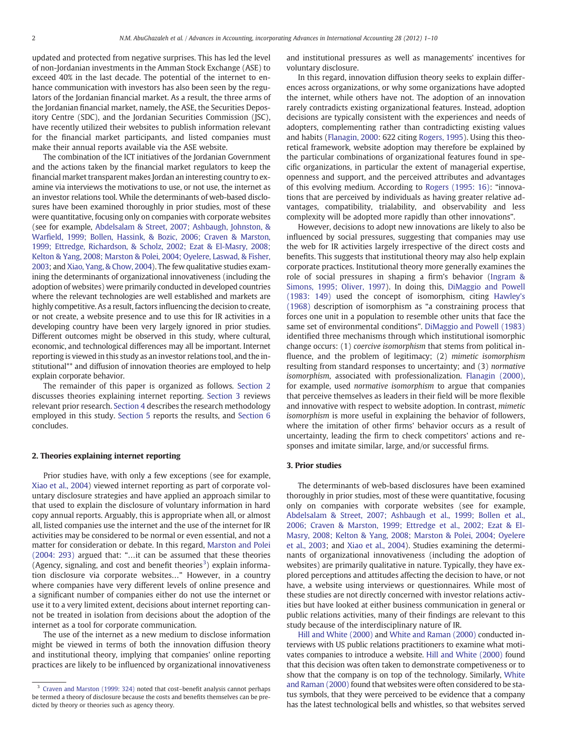updated and protected from negative surprises. This has led the level of non-Jordanian investments in the Amman Stock Exchange (ASE) to exceed 40% in the last decade. The potential of the internet to enhance communication with investors has also been seen by the regulators of the Jordanian financial market. As a result, the three arms of the Jordanian financial market, namely, the ASE, the Securities Depository Centre (SDC), and the Jordanian Securities Commission (JSC), have recently utilized their websites to publish information relevant for the financial market participants, and listed companies must make their annual reports available via the ASE website.

The combination of the ICT initiatives of the Jordanian Government and the actions taken by the financial market regulators to keep the financial market transparent makes Jordan an interesting country to examine via interviews the motivations to use, or not use, the internet as an investor relations tool. While the determinants of web-based disclosures have been examined thoroughly in prior studies, most of these were quantitative, focusing only on companies with corporate websites (see for example, Abdelsalam & Street, 2007; Ashbaugh, Johnston, & Warfield, 1999; Bollen, Hassink, & Bozic, 2006; Craven & Marston, 1999; Ettredge, Richardson, & Scholz, 2002; Ezat & El-Masry, 2008; Kelton & Yang, 2008; Marston & Polei, 2004; Oyelere, Laswad, & Fisher, 2003; and Xiao, Yang, & Chow, 2004). The few qualitative studies examining the determinants of organizational innovativeness (including the adoption of websites) were primarily conducted in developed countries where the relevant technologies are well established and markets are highly competitive. As a result, factors influencing the decision to create, or not create, a website presence and to use this for IR activities in a developing country have been very largely ignored in prior studies. Different outcomes might be observed in this study, where cultural, economic, and technological differences may all be important. Internet reporting is viewed in this study as an investor relations tool, and the institutional** and diffusion of innovation theories are employed to help explain corporate behavior.

The remainder of this paper is organized as follows. Section 2 discusses theories explaining internet reporting. Section 3 reviews relevant prior research. Section 4 describes the research methodology employed in this study. Section 5 reports the results, and Section 6 concludes.

## 2. Theories explaining internet reporting

Prior studies have, with only a few exceptions (see for example, Xiao et al., 2004) viewed internet reporting as part of corporate voluntary disclosure strategies and have applied an approach similar to that used to explain the disclosure of voluntary information in hard copy annual reports. Arguably, this is appropriate when all, or almost all, listed companies use the internet and the use of the internet for IR activities may be considered to be normal or even essential, and not a matter for consideration or debate. In this regard, Marston and Polei (2004: 293) argued that: "…it can be assumed that these theories (Agency, signaling, and cost and benefit theories[3]) explain information disclosure via corporate websites…" However, in a country where companies have very different levels of online presence and a significant number of companies either do not use the internet or use it to a very limited extent, decisions about internet reporting cannot be treated in isolation from decisions about the adoption of the internet as a tool for corporate communication.

The use of the internet as a new medium to disclose information might be viewed in terms of both the innovation diffusion theory and institutional theory, implying that companies' online reporting practices are likely to be influenced by organizational innovativeness and institutional pressures as well as managements' incentives for voluntary disclosure.

In this regard, innovation diffusion theory seeks to explain differences across organizations, or why some organizations have adopted the internet, while others have not. The adoption of an innovation rarely contradicts existing organizational features. Instead, adoption decisions are typically consistent with the experiences and needs of adopters, complementing rather than contradicting existing values and habits (Flanagin, 2000: 622 citing Rogers, 1995). Using this theoretical framework, website adoption may therefore be explained by the particular combinations of organizational features found in specific organizations, in particular the extent of managerial expertise, openness and support, and the perceived attributes and advantages of this evolving medium. According to Rogers (1995: 16): "innovations that are perceived by individuals as having greater relative advantages, compatibility, trialability, and observability and less complexity will be adopted more rapidly than other innovations".

However, decisions to adopt new innovations are likely to also be influenced by social pressures, suggesting that companies may use the web for IR activities largely irrespective of the direct costs and benefits. This suggests that institutional theory may also help explain corporate practices. Institutional theory more generally examines the role of social pressures in shaping a firm's behavior (Ingram & Simons, 1995; Oliver, 1997). In doing this, DiMaggio and Powell (1983: 149) used the concept of isomorphism, citing Hawley's (1968) description of isomorphism as "a constraining process that forces one unit in a population to resemble other units that face the same set of environmental conditions". DiMaggio and Powell (1983) identified three mechanisms through which institutional isomorphic change occurs: (1) *coercive isomorphism* that stems from political influence, and the problem of legitimacy; (2) *mimetic isomorphism* resulting from standard responses to uncertainty; and (3) *normative isomorphism*, associated with professionalization. Flanagin (2000), for example, used *normative isomorphism* to argue that companies that perceive themselves as leaders in their field will be more flexible and innovative with respect to website adoption. In contrast, *mimetic isomorphism* is more useful in explaining the behavior of followers, where the imitation of other firms' behavior occurs as a result of uncertainty, leading the firm to check competitors' actions and responses and imitate similar, large, and/or successful firms.

## 3. Prior studies

The determinants of web-based disclosures have been examined thoroughly in prior studies, most of these were quantitative, focusing only on companies with corporate websites (see for example, Abdelsalam & Street, 2007; Ashbaugh et al., 1999; Bollen et al., 2006; Craven & Marston, 1999; Ettredge et al., 2002; Ezat & El-Masry, 2008; Kelton & Yang, 2008; Marston & Polei, 2004; Oyelere et al., 2003; and Xiao et al., 2004). Studies examining the determinants of organizational innovativeness (including the adoption of websites) are primarily qualitative in nature. Typically, they have explored perceptions and attitudes affecting the decision to have, or not have, a website using interviews or questionnaires. While most of these studies are not directly concerned with investor relations activities but have looked at either business communication in general or public relations activities, many of their findings are relevant to this study because of the interdisciplinary nature of IR.

Hill and White (2000) and White and Raman (2000) conducted interviews with US public relations practitioners to examine what motivates companies to introduce a website. Hill and White (2000) found that this decision was often taken to demonstrate competiveness or to show that the company is on top of the technology. Similarly, White and Raman (2000) found that websites were often considered to be status symbols, that they were perceived to be evidence that a company has the latest technological bells and whistles, so that websites served

[3] Craven and Marston (1999: 324) noted that cost–benefit analysis cannot perhaps be termed a theory of disclosure because the costs and benefits themselves can be predicted by theory or theories such as agency theory.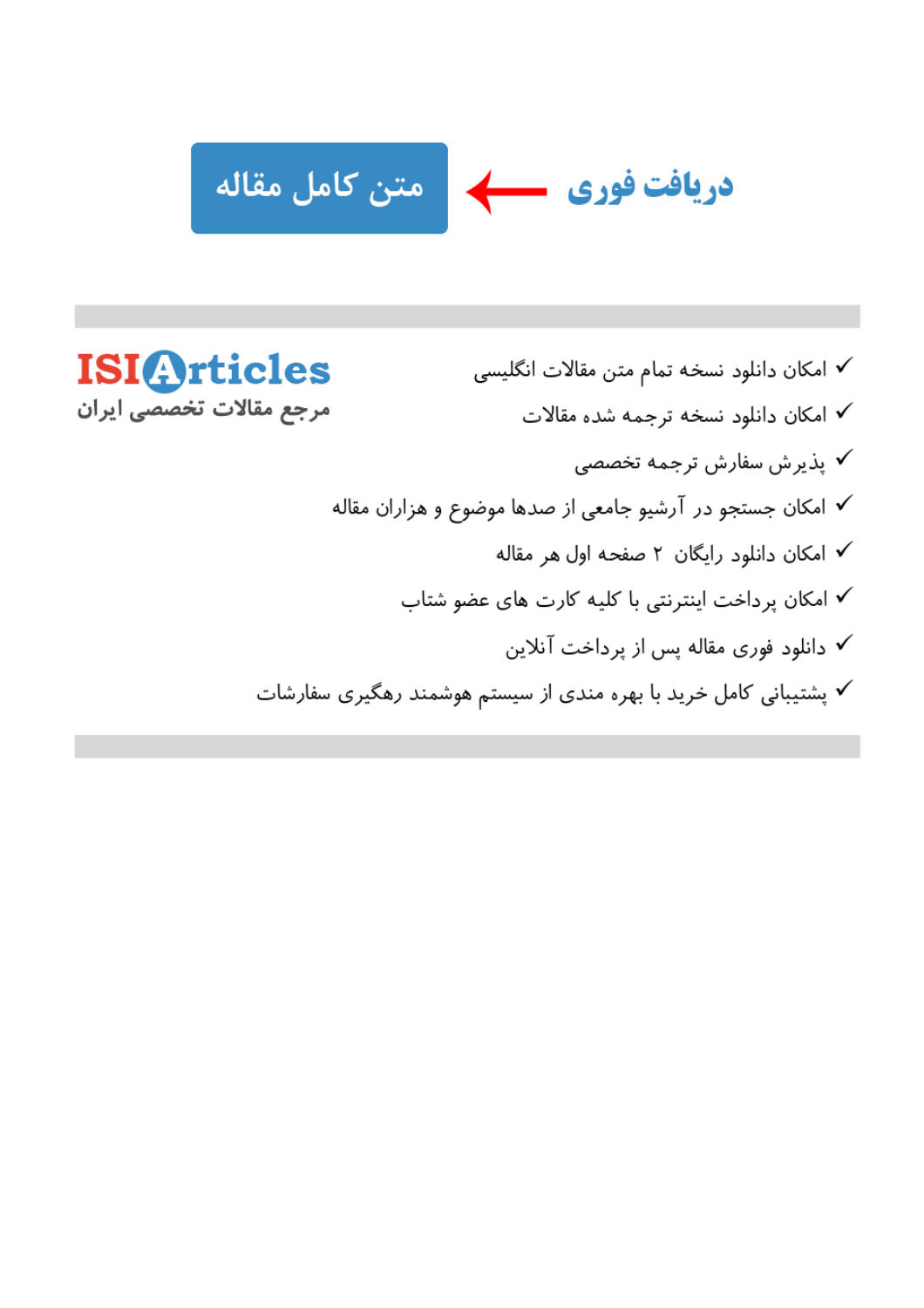دریافت فوری ← متن کامل مقاله

**ISIArticles**
مرجع مقالات تخصصی ایران

- ✓ امکان دانلود نسخه تمام متن مقالات انگلیسی
- ✓ امکان دانلود نسخه ترجمه شده مقالات
- ✓ پذیرش سفارش ترجمه تخصصی
- ✓ امکان جستجو در آرشیو جامعی از صدها موضوع و هزاران مقاله
- ✓ امکان دانلود رایگان ۲ صفحه اول هر مقاله
- ✓ امکان پرداخت اینترنتی با کلیه کارت های عضو شتاب
- ✓ دانلود فوری مقاله پس از پرداخت آنلاین
- ✓ پشتیبانی کامل خرید با بهره مندی از سیستم هوشمند رهگیری سفارشات